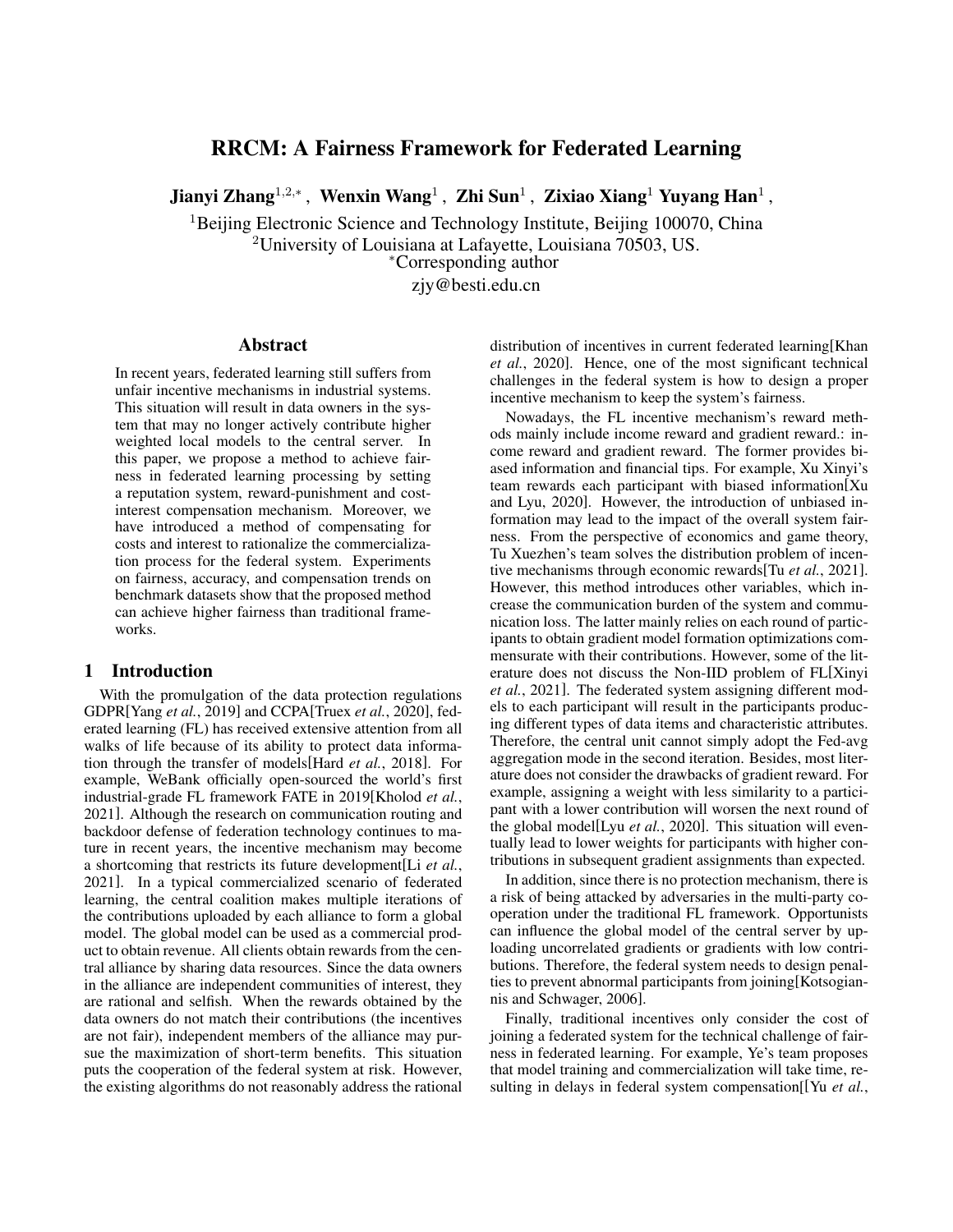# RRCM: A Fairness Framework for Federated Learning

**Jianyi Zhang**[1,2,*] , **Wenxin Wang**[1] , **Zhi Sun**[1] , **Zixiao Xiang**[1] **Yuyang Han**[1] ,

[1]Beijing Electronic Science and Technology Institute, Beijing 100070, China
[2]University of Louisiana at Lafayette, Louisiana 70503, US.
[*]Corresponding author
zjy@besti.edu.cn

## Abstract

In recent years, federated learning still suffers from unfair incentive mechanisms in industrial systems. This situation will result in data owners in the system that may no longer actively contribute higher weighted local models to the central server. In this paper, we propose a method to achieve fairness in federated learning processing by setting a reputation system, reward-punishment and cost-interest compensation mechanism. Moreover, we have introduced a method of compensating for costs and interest to rationalize the commercialization process for the federal system. Experiments on fairness, accuracy, and compensation trends on benchmark datasets show that the proposed method can achieve higher fairness than traditional frameworks.

## 1 Introduction

With the promulgation of the data protection regulations GDPR[Yang *et al.*, 2019] and CCPA[Truex *et al.*, 2020], federated learning (FL) has received extensive attention from all walks of life because of its ability to protect data information through the transfer of models[Hard *et al.*, 2018]. For example, WeBank officially open-sourced the world's first industrial-grade FL framework FATE in 2019[Kholod *et al.*, 2021]. Although the research on communication routing and backdoor defense of federation technology continues to mature in recent years, the incentive mechanism may become a shortcoming that restricts its future development[Li *et al.*, 2021]. In a typical commercialized scenario of federated learning, the central coalition makes multiple iterations of the contributions uploaded by each alliance to form a global model. The global model can be used as a commercial product to obtain revenue. All clients obtain rewards from the central alliance by sharing data resources. Since the data owners in the alliance are independent communities of interest, they are rational and selfish. When the rewards obtained by the data owners do not match their contributions (the incentives are not fair), independent members of the alliance may pursue the maximization of short-term benefits. This situation puts the cooperation of the federal system at risk. However, the existing algorithms do not reasonably address the rational distribution of incentives in current federated learning[Khan *et al.*, 2020]. Hence, one of the most significant technical challenges in the federal system is how to design a proper incentive mechanism to keep the system's fairness.

Nowadays, the FL incentive mechanism's reward methods mainly include income reward and gradient reward.: income reward and gradient reward. The former provides biased information and financial tips. For example, Xu Xinyi's team rewards each participant with biased information[Xu and Lyu, 2020]. However, the introduction of unbiased information may lead to the impact of the overall system fairness. From the perspective of economics and game theory, Tu Xuezhen's team solves the distribution problem of incentive mechanisms through economic rewards[Tu *et al.*, 2021]. However, this method introduces other variables, which increase the communication burden of the system and communication loss. The latter mainly relies on each round of participants to obtain gradient model formation optimizations commensurate with their contributions. However, some of the literature does not discuss the Non-IID problem of FL[Xinyi *et al.*, 2021]. The federated system assigning different models to each participant will result in the participants producing different types of data items and characteristic attributes. Therefore, the central unit cannot simply adopt the Fed-avg aggregation mode in the second iteration. Besides, most literature does not consider the drawbacks of gradient reward. For example, assigning a weight with less similarity to a participant with a lower contribution will worsen the next round of the global model[Lyu *et al.*, 2020]. This situation will eventually lead to lower weights for participants with higher contributions in subsequent gradient assignments than expected.

In addition, since there is no protection mechanism, there is a risk of being attacked by adversaries in the multi-party cooperation under the traditional FL framework. Opportunists can influence the global model of the central server by uploading uncorrelated gradients or gradients with low contributions. Therefore, the federal system needs to design penalties to prevent abnormal participants from joining[Kotsogiannis and Schwager, 2006].

Finally, traditional incentives only consider the cost of joining a federated system for the technical challenge of fairness in federated learning. For example, Ye's team proposes that model training and commercialization will take time, resulting in delays in federal system compensation[[Yu *et al.*,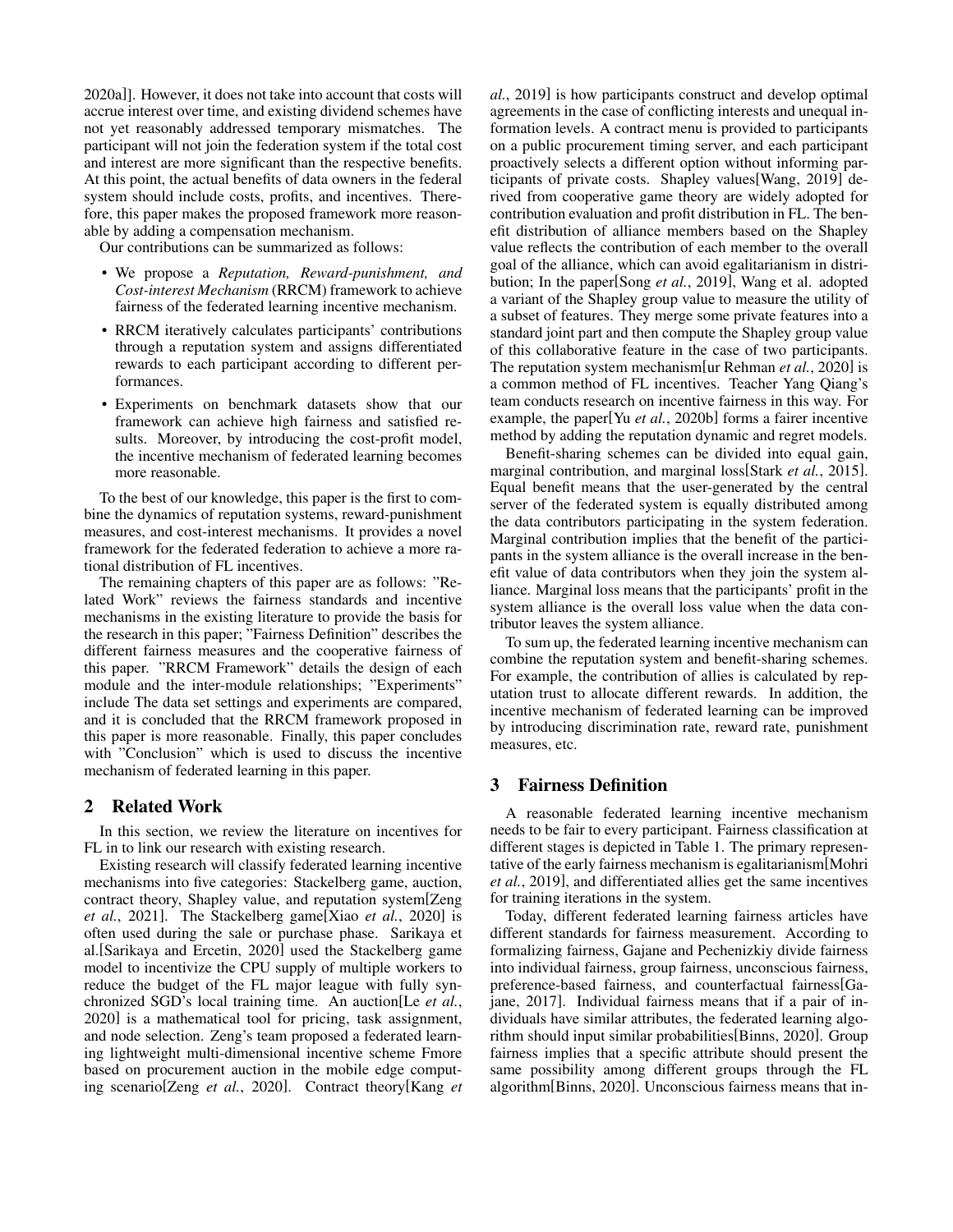2020a]]. However, it does not take into account that costs will accrue interest over time, and existing dividend schemes have not yet reasonably addressed temporary mismatches. The participant will not join the federation system if the total cost and interest are more significant than the respective benefits. At this point, the actual benefits of data owners in the federal system should include costs, profits, and incentives. Therefore, this paper makes the proposed framework more reasonable by adding a compensation mechanism.

Our contributions can be summarized as follows:

- We propose a *Reputation, Reward-punishment, and Cost-interest Mechanism* (RRCM) framework to achieve fairness of the federated learning incentive mechanism.
- RRCM iteratively calculates participants' contributions through a reputation system and assigns differentiated rewards to each participant according to different performances.
- Experiments on benchmark datasets show that our framework can achieve high fairness and satisfied results. Moreover, by introducing the cost-profit model, the incentive mechanism of federated learning becomes more reasonable.

To the best of our knowledge, this paper is the first to combine the dynamics of reputation systems, reward-punishment measures, and cost-interest mechanisms. It provides a novel framework for the federated federation to achieve a more rational distribution of FL incentives.

The remaining chapters of this paper are as follows: "Related Work" reviews the fairness standards and incentive mechanisms in the existing literature to provide the basis for the research in this paper; "Fairness Definition" describes the different fairness measures and the cooperative fairness of this paper. "RRCM Framework" details the design of each module and the inter-module relationships; "Experiments" include The data set settings and experiments are compared, and it is concluded that the RRCM framework proposed in this paper is more reasonable. Finally, this paper concludes with "Conclusion" which is used to discuss the incentive mechanism of federated learning in this paper.

## 2 Related Work

In this section, we review the literature on incentives for FL in to link our research with existing research.

Existing research will classify federated learning incentive mechanisms into five categories: Stackelberg game, auction, contract theory, Shapley value, and reputation system[Zeng *et al.*, 2021]. The Stackelberg game[Xiao *et al.*, 2020] is often used during the sale or purchase phase. Sarikaya et al.[Sarikaya and Ercetin, 2020] used the Stackelberg game model to incentivize the CPU supply of multiple workers to reduce the budget of the FL major league with fully synchronized SGD's local training time. An auction[Le *et al.*, 2020] is a mathematical tool for pricing, task assignment, and node selection. Zeng's team proposed a federated learning lightweight multi-dimensional incentive scheme Fmore based on procurement auction in the mobile edge computing scenario[Zeng *et al.*, 2020]. Contract theory[Kang *et al.*, 2019] is how participants construct and develop optimal agreements in the case of conflicting interests and unequal information levels. A contract menu is provided to participants on a public procurement timing server, and each participant proactively selects a different option without informing participants of private costs. Shapley values[Wang, 2019] derived from cooperative game theory are widely adopted for contribution evaluation and profit distribution in FL. The benefit distribution of alliance members based on the Shapley value reflects the contribution of each member to the overall goal of the alliance, which can avoid egalitarianism in distribution; In the paper[Song *et al.*, 2019], Wang et al. adopted a variant of the Shapley group value to measure the utility of a subset of features. They merge some private features into a standard joint part and then compute the Shapley group value of this collaborative feature in the case of two participants. The reputation system mechanism[ur Rehman *et al.*, 2020] is a common method of FL incentives. Teacher Yang Qiang's team conducts research on incentive fairness in this way. For example, the paper[Yu *et al.*, 2020b] forms a fairer incentive method by adding the reputation dynamic and regret models.

Benefit-sharing schemes can be divided into equal gain, marginal contribution, and marginal loss[Stark *et al.*, 2015]. Equal benefit means that the user-generated by the central server of the federated system is equally distributed among the data contributors participating in the system federation. Marginal contribution implies that the benefit of the participants in the system alliance is the overall increase in the benefit value of data contributors when they join the system alliance. Marginal loss means that the participants' profit in the system alliance is the overall loss value when the data contributor leaves the system alliance.

To sum up, the federated learning incentive mechanism can combine the reputation system and benefit-sharing schemes. For example, the contribution of allies is calculated by reputation trust to allocate different rewards. In addition, the incentive mechanism of federated learning can be improved by introducing discrimination rate, reward rate, punishment measures, etc.

## 3 Fairness Definition

A reasonable federated learning incentive mechanism needs to be fair to every participant. Fairness classification at different stages is depicted in Table 1. The primary representative of the early fairness mechanism is egalitarianism[Mohri *et al.*, 2019], and differentiated allies get the same incentives for training iterations in the system.

Today, different federated learning fairness articles have different standards for fairness measurement. According to formalizing fairness, Gajane and Pechenizkiy divide fairness into individual fairness, group fairness, unconscious fairness, preference-based fairness, and counterfactual fairness[Gajane, 2017]. Individual fairness means that if a pair of individuals have similar attributes, the federated learning algorithm should input similar probabilities[Binns, 2020]. Group fairness implies that a specific attribute should present the same possibility among different groups through the FL algorithm[Binns, 2020]. Unconscious fairness means that in-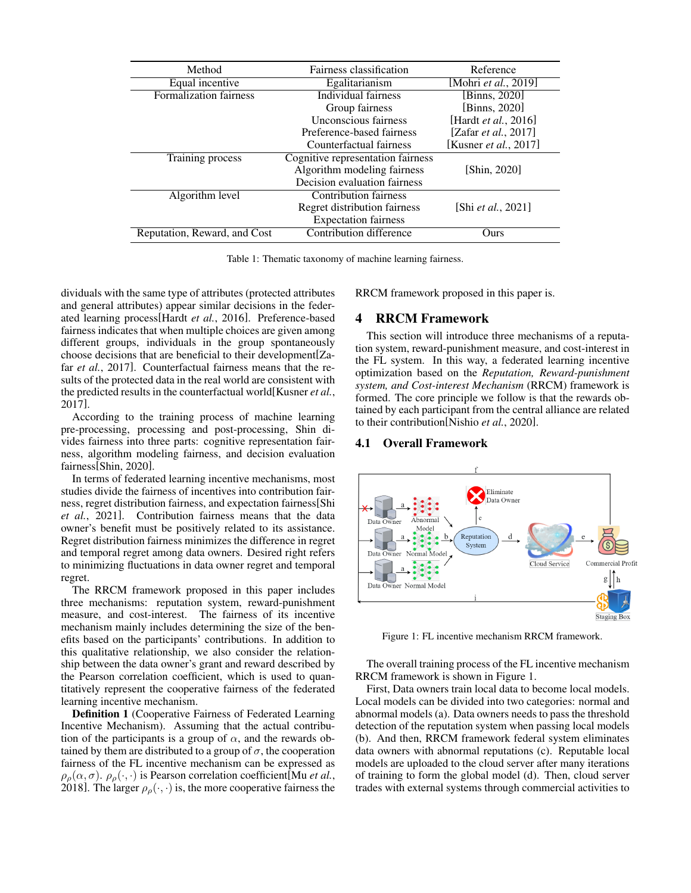| Method | Fairness classification | Reference |
|---|---|---|
| Equal incentive | Egalitarianism | [Mohri *et al.*, 2019] |
| Formalization fairness | Individual fairness | [Binns, 2020] |
| | Group fairness | [Binns, 2020] |
| | Unconscious fairness | [Hardt *et al.*, 2016] |
| | Preference-based fairness | [Zafar *et al.*, 2017] |
| | Counterfactual fairness | [Kusner *et al.*, 2017] |
| Training process | Cognitive representation fairness<br>Algorithm modeling fairness<br>Decision evaluation fairness | [Shin, 2020] |
| Algorithm level | Contribution fairness<br>Regret distribution fairness<br>Expectation fairness | [Shi *et al.*, 2021] |
| Reputation, Reward, and Cost | Contribution difference | Ours |

Table 1: Thematic taxonomy of machine learning fairness.

dividuals with the same type of attributes (protected attributes and general attributes) appear similar decisions in the federated learning process[Hardt *et al.*, 2016]. Preference-based fairness indicates that when multiple choices are given among different groups, individuals in the group spontaneously choose decisions that are beneficial to their development[Zafar *et al.*, 2017]. Counterfactual fairness means that the results of the protected data in the real world are consistent with the predicted results in the counterfactual world[Kusner *et al.*, 2017].

According to the training process of machine learning pre-processing, processing and post-processing, Shin divides fairness into three parts: cognitive representation fairness, algorithm modeling fairness, and decision evaluation fairness[Shin, 2020].

In terms of federated learning incentive mechanisms, most studies divide the fairness of incentives into contribution fairness, regret distribution fairness, and expectation fairness[Shi *et al.*, 2021]. Contribution fairness means that the data owner's benefit must be positively related to its assistance. Regret distribution fairness minimizes the difference in regret and temporal regret among data owners. Desired right refers to minimizing fluctuations in data owner regret and temporal regret.

The RRCM framework proposed in this paper includes three mechanisms: reputation system, reward-punishment measure, and cost-interest. The fairness of its incentive mechanism mainly includes determining the size of the benefits based on the participants' contributions. In addition to this qualitative relationship, we also consider the relationship between the data owner's grant and reward described by the Pearson correlation coefficient, which is used to quantitatively represent the cooperative fairness of the federated learning incentive mechanism.

**Definition 1** (Cooperative Fairness of Federated Learning Incentive Mechanism). Assuming that the actual contribution of the participants is a group of $\alpha$, and the rewards obtained by them are distributed to a group of $\sigma$, the cooperation fairness of the FL incentive mechanism can be expressed as $\rho_\rho(\alpha, \sigma)$. $\rho_\rho(\cdot, \cdot)$ is Pearson correlation coefficient[Mu *et al.*, 2018]. The larger $\rho_\rho(\cdot, \cdot)$ is, the more cooperative fairness the RRCM framework proposed in this paper is.

## 4 RRCM Framework

This section will introduce three mechanisms of a reputation system, reward-punishment measure, and cost-interest in the FL system. In this way, a federated learning incentive optimization based on the *Reputation, Reward-punishment system, and Cost-interest Mechanism* (RRCM) framework is formed. The core principle we follow is that the rewards obtained by each participant from the central alliance are related to their contribution[Nishio *et al.*, 2020].

### 4.1 Overall Framework

f
Eliminate Data Owner
a
Data Owner
Abnormal Model
c
b
Reputation System
d
Cloud Service
e
Commercial Profit
Data Owner
Normal Model
a
Data Owner
Normal Model
g
h
i
Staging Box

Figure 1: FL incentive mechanism RRCM framework.

The overall training process of the FL incentive mechanism RRCM framework is shown in Figure 1.

First, Data owners train local data to become local models. Local models can be divided into two categories: normal and abnormal models (a). Data owners needs to pass the threshold detection of the reputation system when passing local models (b). And then, RRCM framework federal system eliminates data owners with abnormal reputations (c). Reputable local models are uploaded to the cloud server after many iterations of training to form the global model (d). Then, cloud server trades with external systems through commercial activities to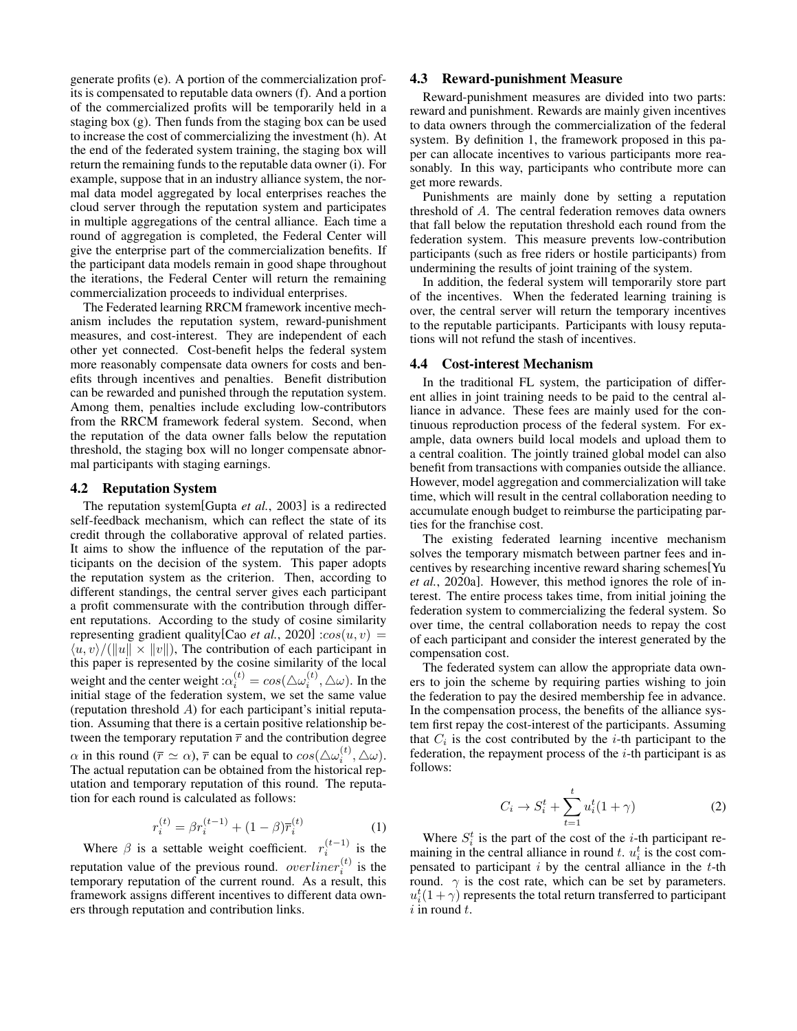generate profits (e). A portion of the commercialization profits is compensated to reputable data owners (f). And a portion of the commercialized profits will be temporarily held in a staging box (g). Then funds from the staging box can be used to increase the cost of commercializing the investment (h). At the end of the federated system training, the staging box will return the remaining funds to the reputable data owner (i). For example, suppose that in an industry alliance system, the normal data model aggregated by local enterprises reaches the cloud server through the reputation system and participates in multiple aggregations of the central alliance. Each time a round of aggregation is completed, the Federal Center will give the enterprise part of the commercialization benefits. If the participant data models remain in good shape throughout the iterations, the Federal Center will return the remaining commercialization proceeds to individual enterprises.

The Federated learning RRCM framework incentive mechanism includes the reputation system, reward-punishment measures, and cost-interest. They are independent of each other yet connected. Cost-benefit helps the federal system more reasonably compensate data owners for costs and benefits through incentives and penalties. Benefit distribution can be rewarded and punished through the reputation system. Among them, penalties include excluding low-contributors from the RRCM framework federal system. Second, when the reputation of the data owner falls below the reputation threshold, the staging box will no longer compensate abnormal participants with staging earnings.

### 4.2 Reputation System

The reputation system[Gupta *et al.*, 2003] is a redirected self-feedback mechanism, which can reflect the state of its credit through the collaborative approval of related parties. It aims to show the influence of the reputation of the participants on the decision of the system. This paper adopts the reputation system as the criterion. Then, according to different standings, the central server gives each participant a profit commensurate with the contribution through different reputations. According to the study of cosine similarity representing gradient quality[Cao *et al.*, 2020] $:cos(u, v) = \langle u, v\rangle/(\|u\| \times \|v\|)$, The contribution of each participant in this paper is represented by the cosine similarity of the local weight and the center weight $:\alpha_i^{(t)} = cos(\triangle\omega_i^{(t)}, \triangle\omega)$. In the initial stage of the federation system, we set the same value (reputation threshold $A$) for each participant's initial reputation. Assuming that there is a certain positive relationship between the temporary reputation $\overline{r}$ and the contribution degree $\alpha$ in this round ($\overline{r} \simeq \alpha$), $\overline{r}$ can be equal to $cos(\triangle\omega_i^{(t)}, \triangle\omega)$. The actual reputation can be obtained from the historical reputation and temporary reputation of this round. The reputation for each round is calculated as follows:

$$r_i^{(t)} = \beta r_i^{(t-1)} + (1 - \beta)\overline{r}_i^{(t)} \tag{1}$$

Where $\beta$ is a settable weight coefficient. $r_i^{(t-1)}$ is the reputation value of the previous round. $overline r_i^{(t)}$ is the temporary reputation of the current round. As a result, this framework assigns different incentives to different data owners through reputation and contribution links.

### 4.3 Reward-punishment Measure

Reward-punishment measures are divided into two parts: reward and punishment. Rewards are mainly given incentives to data owners through the commercialization of the federal system. By definition 1, the framework proposed in this paper can allocate incentives to various participants more reasonably. In this way, participants who contribute more can get more rewards.

Punishments are mainly done by setting a reputation threshold of $A$. The central federation removes data owners that fall below the reputation threshold each round from the federation system. This measure prevents low-contribution participants (such as free riders or hostile participants) from undermining the results of joint training of the system.

In addition, the federal system will temporarily store part of the incentives. When the federated learning training is over, the central server will return the temporary incentives to the reputable participants. Participants with lousy reputations will not refund the stash of incentives.

### 4.4 Cost-interest Mechanism

In the traditional FL system, the participation of different allies in joint training needs to be paid to the central alliance in advance. These fees are mainly used for the continuous reproduction process of the federal system. For example, data owners build local models and upload them to a central coalition. The jointly trained global model can also benefit from transactions with companies outside the alliance. However, model aggregation and commercialization will take time, which will result in the central collaboration needing to accumulate enough budget to reimburse the participating parties for the franchise cost.

The existing federated learning incentive mechanism solves the temporary mismatch between partner fees and incentives by researching incentive reward sharing schemes[Yu *et al.*, 2020a]. However, this method ignores the role of interest. The entire process takes time, from initial joining the federation system to commercializing the federal system. So over time, the central collaboration needs to repay the cost of each participant and consider the interest generated by the compensation cost.

The federated system can allow the appropriate data owners to join the scheme by requiring parties wishing to join the federation to pay the desired membership fee in advance. In the compensation process, the benefits of the alliance system first repay the cost-interest of the participants. Assuming that $C_i$ is the cost contributed by the $i$-th participant to the federation, the repayment process of the $i$-th participant is as follows:

$$C_i \rightarrow S_i^t + \sum_{t=1}^{t} u_i^t(1 + \gamma) \tag{2}$$

Where $S_i^t$ is the part of the cost of the $i$-th participant remaining in the central alliance in round $t$. $u_i^t$ is the cost compensated to participant $i$ by the central alliance in the $t$-th round. $\gamma$ is the cost rate, which can be set by parameters. $u_i^t(1 + \gamma)$ represents the total return transferred to participant $i$ in round $t$.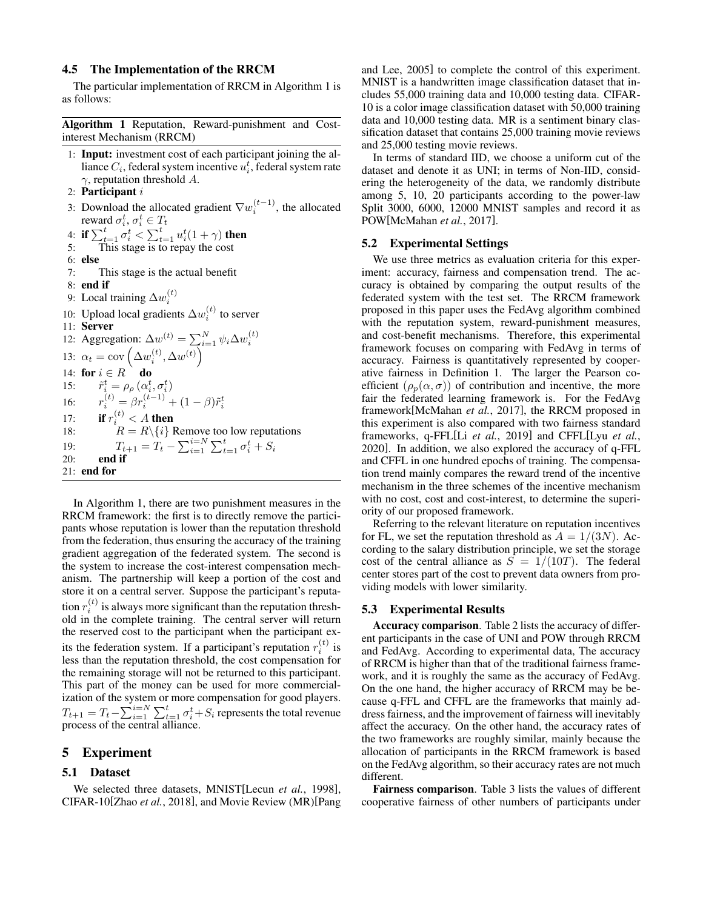### 4.5 The Implementation of the RRCM

The particular implementation of RRCM in Algorithm 1 is as follows:

**Algorithm 1** Reputation, Reward-punishment and Cost-interest Mechanism (RRCM)

```
1: Input: investment cost of each participant joining the alliance C_i, federal system incentive u_i^t, federal system rate γ, reputation threshold A.
2: Participant i
3: Download the allocated gradient ∇w_i^(t−1), the allocated reward σ_i^t, σ_i^t ∈ T_t
4: if Σ_{t=1}^t σ_i^t < Σ_{t=1}^t u_i^t(1 + γ) then
5:     This stage is to repay the cost
6: else
7:     This stage is the actual benefit
8: end if
9: Local training Δw_i^(t)
10: Upload local gradients Δw_i^(t) to server
11: Server
12: Aggregation: Δw^(t) = Σ_{i=1}^N ψ_i Δw_i^(t)
13: α_t = cov(Δw_i^(t), Δw^(t))
14: for i ∈ R do
15:     r̃_i^t = ρ_ρ(α_i^t, σ_i^t)
16:     r_i^(t) = β r_i^(t−1) + (1 − β) r̃_i^t
17:     if r_i^(t) < A then
18:         R = R \ {i} Remove too low reputations
19:         T_{t+1} = T_t − Σ_{i=1}^{i=N} Σ_{t=1}^t σ_i^t + S_i
20:     end if
21: end for
```

In Algorithm 1, there are two punishment measures in the RRCM framework: the first is to directly remove the participants whose reputation is lower than the reputation threshold from the federation, thus ensuring the accuracy of the training gradient aggregation of the federated system. The second is the system to increase the cost-interest compensation mechanism. The partnership will keep a portion of the cost and store it on a central server. Suppose the participant's reputation $r_i^{(t)}$ is always more significant than the reputation threshold in the complete training. The central server will return the reserved cost to the participant when the participant exits the federation system. If a participant's reputation $r_i^{(t)}$ is less than the reputation threshold, the cost compensation for the remaining storage will not be returned to this participant. This part of the money can be used for more commercialization of the system or more compensation for good players. $T_{t+1} = T_t - \sum_{i=1}^{i=N} \sum_{t=1}^{t} \sigma_i^t + S_i$ represents the total revenue process of the central alliance.

## 5 Experiment

### 5.1 Dataset

We selected three datasets, MNIST[Lecun *et al.*, 1998], CIFAR-10[Zhao *et al.*, 2018], and Movie Review (MR)[Pang and Lee, 2005] to complete the control of this experiment. MNIST is a handwritten image classification dataset that includes 55,000 training data and 10,000 testing data. CIFAR-10 is a color image classification dataset with 50,000 training data and 10,000 testing data. MR is a sentiment binary classification dataset that contains 25,000 training movie reviews and 25,000 testing movie reviews.

In terms of standard IID, we choose a uniform cut of the dataset and denote it as UNI; in terms of Non-IID, considering the heterogeneity of the data, we randomly distribute among 5, 10, 20 participants according to the power-law Split 3000, 6000, 12000 MNIST samples and record it as POW[McMahan *et al.*, 2017].

### 5.2 Experimental Settings

We use three metrics as evaluation criteria for this experiment: accuracy, fairness and compensation trend. The accuracy is obtained by comparing the output results of the federated system with the test set. The RRCM framework proposed in this paper uses the FedAvg algorithm combined with the reputation system, reward-punishment measures, and cost-benefit mechanisms. Therefore, this experimental framework focuses on comparing with FedAvg in terms of accuracy. Fairness is quantitatively represented by cooperative fairness in Definition 1. The larger the Pearson coefficient $(\rho_p(\alpha, \sigma))$ of contribution and incentive, the more fair the federated learning framework is. For the FedAvg framework[McMahan *et al.*, 2017], the RRCM proposed in this experiment is also compared with two fairness standard frameworks, q-FFL[Li *et al.*, 2019] and CFFL[Lyu *et al.*, 2020]. In addition, we also explored the accuracy of q-FFL and CFFL in one hundred epochs of training. The compensation trend mainly compares the reward trend of the incentive mechanism in the three schemes of the incentive mechanism with no cost, cost and cost-interest, to determine the superiority of our proposed framework.

Referring to the relevant literature on reputation incentives for FL, we set the reputation threshold as $A = 1/(3N)$. According to the salary distribution principle, we set the storage cost of the central alliance as $S = 1/(10T)$. The federal center stores part of the cost to prevent data owners from providing models with lower similarity.

### 5.3 Experimental Results

**Accuracy comparison**. Table 2 lists the accuracy of different participants in the case of UNI and POW through RRCM and FedAvg. According to experimental data, The accuracy of RRCM is higher than that of the traditional fairness framework, and it is roughly the same as the accuracy of FedAvg. On the one hand, the higher accuracy of RRCM may be because q-FFL and CFFL are the frameworks that mainly address fairness, and the improvement of fairness will inevitably affect the accuracy. On the other hand, the accuracy rates of the two frameworks are roughly similar, mainly because the allocation of participants in the RRCM framework is based on the FedAvg algorithm, so their accuracy rates are not much different.

**Fairness comparison**. Table 3 lists the values of different cooperative fairness of other numbers of participants under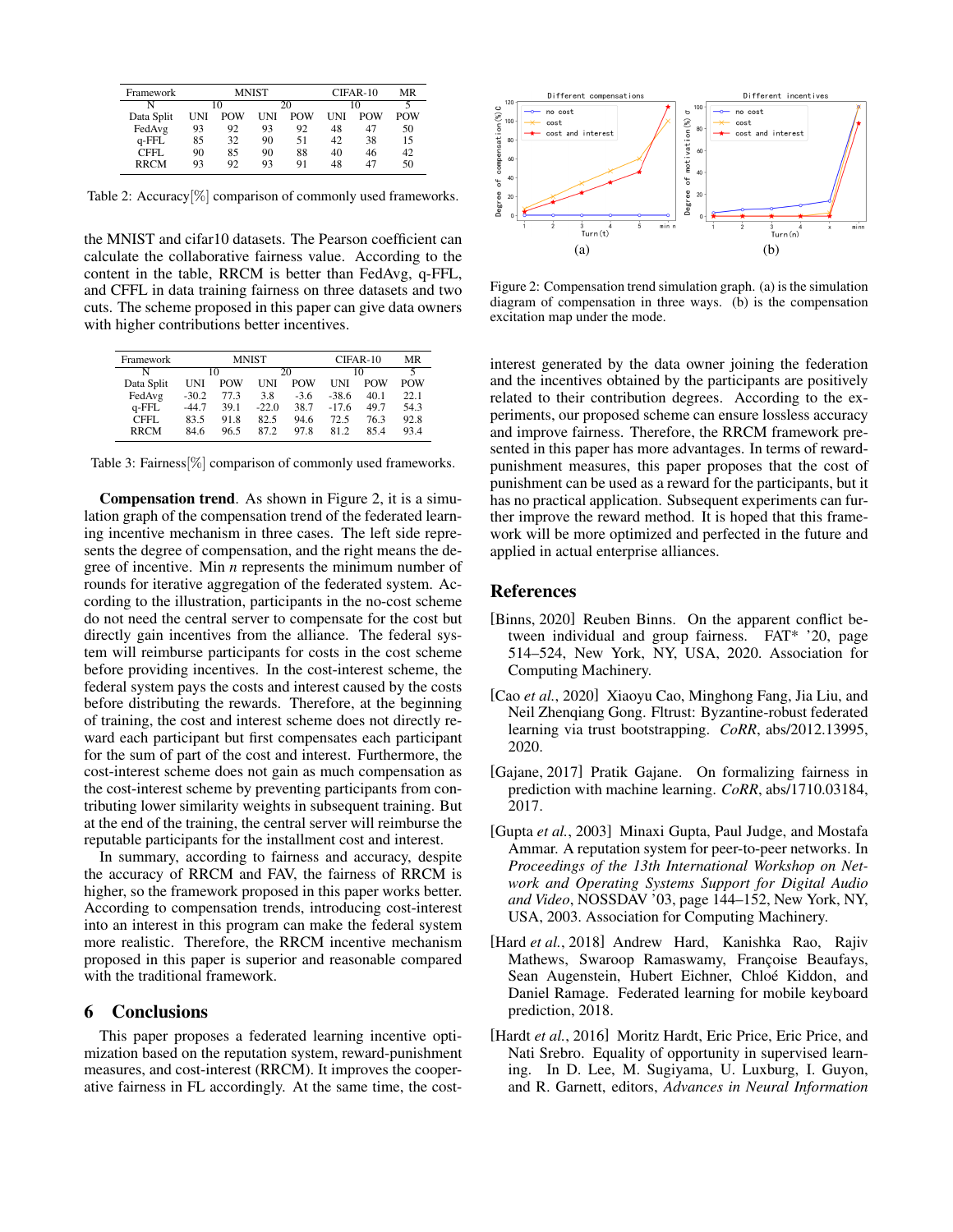| Framework | MNIST | | | | CIFAR-10 | | MR |
|---|---|---|---|---|---|---|---|
| N | 10 | | 20 | | 10 | | 5 |
| Data Split | UNI | POW | UNI | POW | UNI | POW | POW |
| FedAvg | 93 | 92 | 93 | 92 | 48 | 47 | 50 |
| q-FFL | 85 | 32 | 90 | 51 | 42 | 38 | 15 |
| CFFL | 90 | 85 | 90 | 88 | 40 | 46 | 42 |
| RRCM | 93 | 92 | 93 | 91 | 48 | 47 | 50 |

Table 2: Accuracy[%] comparison of commonly used frameworks.

the MNIST and cifar10 datasets. The Pearson coefficient can calculate the collaborative fairness value. According to the content in the table, RRCM is better than FedAvg, q-FFL, and CFFL in data training fairness on three datasets and two cuts. The scheme proposed in this paper can give data owners with higher contributions better incentives.

| Framework | MNIST | | | | CIFAR-10 | | MR |
|---|---|---|---|---|---|---|---|
| N | 10 | | 20 | | 10 | | 5 |
| Data Split | UNI | POW | UNI | POW | UNI | POW | POW |
| FedAvg | -30.2 | 77.3 | 3.8 | -3.6 | -38.6 | 40.1 | 22.1 |
| q-FFL | -44.7 | 39.1 | -22.0 | 38.7 | -17.6 | 49.7 | 54.3 |
| CFFL | 83.5 | 91.8 | 82.5 | 94.6 | 72.5 | 76.3 | 92.8 |
| RRCM | 84.6 | 96.5 | 87.2 | 97.8 | 81.2 | 85.4 | 93.4 |

Table 3: Fairness[%] comparison of commonly used frameworks.

**Compensation trend**. As shown in Figure 2, it is a simulation graph of the compensation trend of the federated learning incentive mechanism in three cases. The left side represents the degree of compensation, and the right means the degree of incentive. Min $n$ represents the minimum number of rounds for iterative aggregation of the federated system. According to the illustration, participants in the no-cost scheme do not need the central server to compensate for the cost but directly gain incentives from the alliance. The federal system will reimburse participants for costs in the cost scheme before providing incentives. In the cost-interest scheme, the federal system pays the costs and interest caused by the costs before distributing the rewards. Therefore, at the beginning of training, the cost and interest scheme does not directly reward each participant but first compensates each participant for the sum of part of the cost and interest. Furthermore, the cost-interest scheme does not gain as much compensation as the cost-interest scheme by preventing participants from contributing lower similarity weights in subsequent training. But at the end of the training, the central server will reimburse the reputable participants for the installment cost and interest.

In summary, according to fairness and accuracy, despite the accuracy of RRCM and FAV, the fairness of RRCM is higher, so the framework proposed in this paper works better. According to compensation trends, introducing cost-interest into an interest in this program can make the federal system more realistic. Therefore, the RRCM incentive mechanism proposed in this paper is superior and reasonable compared with the traditional framework.

## 6 Conclusions

This paper proposes a federated learning incentive optimization based on the reputation system, reward-punishment measures, and cost-interest (RRCM). It improves the cooperative fairness in FL accordingly. At the same time, the cost-interest generated by the data owner joining the federation and the incentives obtained by the participants are positively related to their contribution degrees. According to the experiments, our proposed scheme can ensure lossless accuracy and improve fairness. Therefore, the RRCM framework presented in this paper has more advantages. In terms of reward-punishment measures, this paper proposes that the cost of punishment can be used as a reward for the participants, but it has no practical application. Subsequent experiments can further improve the reward method. It is hoped that this framework will be more optimized and perfected in the future and applied in actual enterprise alliances.

Different compensations

Degree of compensation(%) C

Turn(t)

no cost
cost
cost and interest

(a)

Different incentives

Degree of motivation(%) σ

Turn(n)

no cost
cost
cost and interest

(b)

Figure 2: Compensation trend simulation graph. (a) is the simulation diagram of compensation in three ways. (b) is the compensation excitation map under the mode.

## References

[Binns, 2020] Reuben Binns. On the apparent conflict between individual and group fairness. FAT* '20, page 514–524, New York, NY, USA, 2020. Association for Computing Machinery.

[Cao *et al.*, 2020] Xiaoyu Cao, Minghong Fang, Jia Liu, and Neil Zhenqiang Gong. Fltrust: Byzantine-robust federated learning via trust bootstrapping. *CoRR*, abs/2012.13995, 2020.

[Gajane, 2017] Pratik Gajane. On formalizing fairness in prediction with machine learning. *CoRR*, abs/1710.03184, 2017.

[Gupta *et al.*, 2003] Minaxi Gupta, Paul Judge, and Mostafa Ammar. A reputation system for peer-to-peer networks. In *Proceedings of the 13th International Workshop on Network and Operating Systems Support for Digital Audio and Video*, NOSSDAV '03, page 144–152, New York, NY, USA, 2003. Association for Computing Machinery.

[Hard *et al.*, 2018] Andrew Hard, Kanishka Rao, Rajiv Mathews, Swaroop Ramaswamy, Françoise Beaufays, Sean Augenstein, Hubert Eichner, Chloé Kiddon, and Daniel Ramage. Federated learning for mobile keyboard prediction, 2018.

[Hardt *et al.*, 2016] Moritz Hardt, Eric Price, Eric Price, and Nati Srebro. Equality of opportunity in supervised learning. In D. Lee, M. Sugiyama, U. Luxburg, I. Guyon, and R. Garnett, editors, *Advances in Neural Information*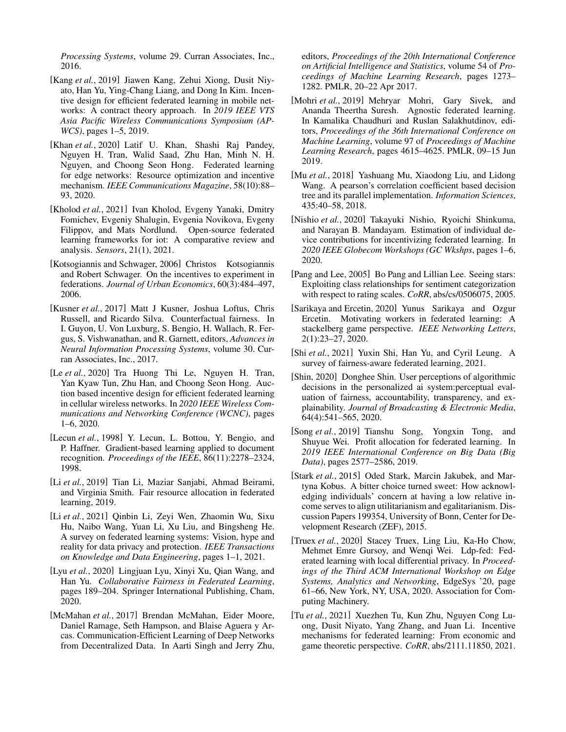*Processing Systems*, volume 29. Curran Associates, Inc., 2016.

[Kang *et al.*, 2019] Jiawen Kang, Zehui Xiong, Dusit Niyato, Han Yu, Ying-Chang Liang, and Dong In Kim. Incentive design for efficient federated learning in mobile networks: A contract theory approach. In *2019 IEEE VTS Asia Pacific Wireless Communications Symposium (APWCS)*, pages 1–5, 2019.

[Khan *et al.*, 2020] Latif U. Khan, Shashi Raj Pandey, Nguyen H. Tran, Walid Saad, Zhu Han, Minh N. H. Nguyen, and Choong Seon Hong. Federated learning for edge networks: Resource optimization and incentive mechanism. *IEEE Communications Magazine*, 58(10):88–93, 2020.

[Kholod *et al.*, 2021] Ivan Kholod, Evgeny Yanaki, Dmitry Fomichev, Evgeniy Shalugin, Evgenia Novikova, Evgeny Filippov, and Mats Nordlund. Open-source federated learning frameworks for iot: A comparative review and analysis. *Sensors*, 21(1), 2021.

[Kotsogiannis and Schwager, 2006] Christos Kotsogiannis and Robert Schwager. On the incentives to experiment in federations. *Journal of Urban Economics*, 60(3):484–497, 2006.

[Kusner *et al.*, 2017] Matt J Kusner, Joshua Loftus, Chris Russell, and Ricardo Silva. Counterfactual fairness. In I. Guyon, U. Von Luxburg, S. Bengio, H. Wallach, R. Fergus, S. Vishwanathan, and R. Garnett, editors, *Advances in Neural Information Processing Systems*, volume 30. Curran Associates, Inc., 2017.

[Le *et al.*, 2020] Tra Huong Thi Le, Nguyen H. Tran, Yan Kyaw Tun, Zhu Han, and Choong Seon Hong. Auction based incentive design for efficient federated learning in cellular wireless networks. In *2020 IEEE Wireless Communications and Networking Conference (WCNC)*, pages 1–6, 2020.

[Lecun *et al.*, 1998] Y. Lecun, L. Bottou, Y. Bengio, and P. Haffner. Gradient-based learning applied to document recognition. *Proceedings of the IEEE*, 86(11):2278–2324, 1998.

[Li *et al.*, 2019] Tian Li, Maziar Sanjabi, Ahmad Beirami, and Virginia Smith. Fair resource allocation in federated learning, 2019.

[Li *et al.*, 2021] Qinbin Li, Zeyi Wen, Zhaomin Wu, Sixu Hu, Naibo Wang, Yuan Li, Xu Liu, and Bingsheng He. A survey on federated learning systems: Vision, hype and reality for data privacy and protection. *IEEE Transactions on Knowledge and Data Engineering*, pages 1–1, 2021.

[Lyu *et al.*, 2020] Lingjuan Lyu, Xinyi Xu, Qian Wang, and Han Yu. *Collaborative Fairness in Federated Learning*, pages 189–204. Springer International Publishing, Cham, 2020.

[McMahan *et al.*, 2017] Brendan McMahan, Eider Moore, Daniel Ramage, Seth Hampson, and Blaise Aguera y Arcas. Communication-Efficient Learning of Deep Networks from Decentralized Data. In Aarti Singh and Jerry Zhu, editors, *Proceedings of the 20th International Conference on Artificial Intelligence and Statistics*, volume 54 of *Proceedings of Machine Learning Research*, pages 1273–1282. PMLR, 20–22 Apr 2017.

[Mohri *et al.*, 2019] Mehryar Mohri, Gary Sivek, and Ananda Theertha Suresh. Agnostic federated learning. In Kamalika Chaudhuri and Ruslan Salakhutdinov, editors, *Proceedings of the 36th International Conference on Machine Learning*, volume 97 of *Proceedings of Machine Learning Research*, pages 4615–4625. PMLR, 09–15 Jun 2019.

[Mu *et al.*, 2018] Yashuang Mu, Xiaodong Liu, and Lidong Wang. A pearson's correlation coefficient based decision tree and its parallel implementation. *Information Sciences*, 435:40–58, 2018.

[Nishio *et al.*, 2020] Takayuki Nishio, Ryoichi Shinkuma, and Narayan B. Mandayam. Estimation of individual device contributions for incentivizing federated learning. In *2020 IEEE Globecom Workshops (GC Wkshps*, pages 1–6, 2020.

[Pang and Lee, 2005] Bo Pang and Lillian Lee. Seeing stars: Exploiting class relationships for sentiment categorization with respect to rating scales. *CoRR*, abs/cs/0506075, 2005.

[Sarikaya and Ercetin, 2020] Yunus Sarikaya and Ozgur Ercetin. Motivating workers in federated learning: A stackelberg game perspective. *IEEE Networking Letters*, 2(1):23–27, 2020.

[Shi *et al.*, 2021] Yuxin Shi, Han Yu, and Cyril Leung. A survey of fairness-aware federated learning, 2021.

[Shin, 2020] Donghee Shin. User perceptions of algorithmic decisions in the personalized ai system:perceptual evaluation of fairness, accountability, transparency, and explainability. *Journal of Broadcasting & Electronic Media*, 64(4):541–565, 2020.

[Song *et al.*, 2019] Tianshu Song, Yongxin Tong, and Shuyue Wei. Profit allocation for federated learning. In *2019 IEEE International Conference on Big Data (Big Data)*, pages 2577–2586, 2019.

[Stark *et al.*, 2015] Oded Stark, Marcin Jakubek, and Martyna Kobus. A bitter choice turned sweet: How acknowledging individuals' concern at having a low relative income serves to align utilitarianism and egalitarianism. Discussion Papers 199354, University of Bonn, Center for Development Research (ZEF), 2015.

[Truex *et al.*, 2020] Stacey Truex, Ling Liu, Ka-Ho Chow, Mehmet Emre Gursoy, and Wenqi Wei. Ldp-fed: Federated learning with local differential privacy. In *Proceedings of the Third ACM International Workshop on Edge Systems, Analytics and Networking*, EdgeSys '20, page 61–66, New York, NY, USA, 2020. Association for Computing Machinery.

[Tu *et al.*, 2021] Xuezhen Tu, Kun Zhu, Nguyen Cong Luong, Dusit Niyato, Yang Zhang, and Juan Li. Incentive mechanisms for federated learning: From economic and game theoretic perspective. *CoRR*, abs/2111.11850, 2021.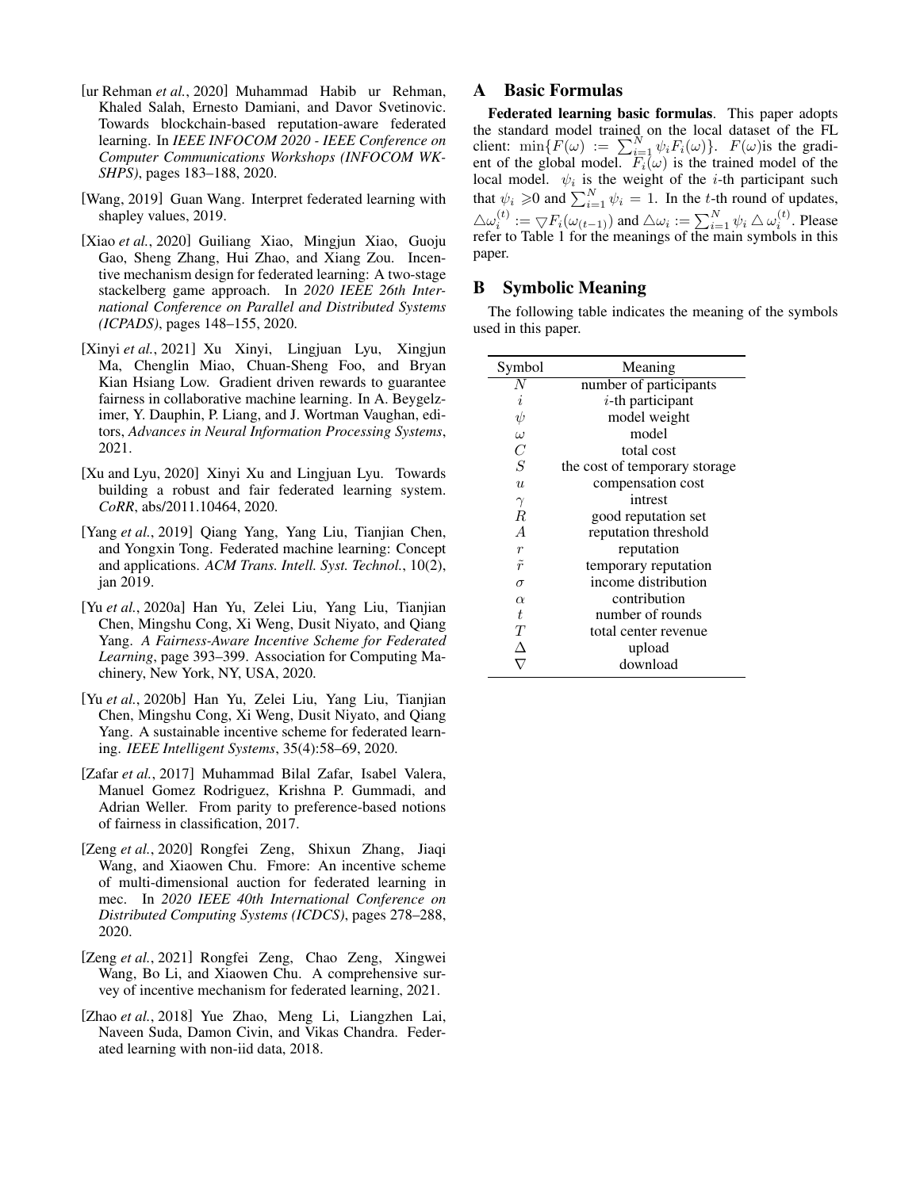[ur Rehman *et al.*, 2020] Muhammad Habib ur Rehman, Khaled Salah, Ernesto Damiani, and Davor Svetinovic. Towards blockchain-based reputation-aware federated learning. In *IEEE INFOCOM 2020 - IEEE Conference on Computer Communications Workshops (INFOCOM WKSHPS)*, pages 183–188, 2020.

[Wang, 2019] Guan Wang. Interpret federated learning with shapley values, 2019.

[Xiao *et al.*, 2020] Guiliang Xiao, Mingjun Xiao, Guoju Gao, Sheng Zhang, Hui Zhao, and Xiang Zou. Incentive mechanism design for federated learning: A two-stage stackelberg game approach. In *2020 IEEE 26th International Conference on Parallel and Distributed Systems (ICPADS)*, pages 148–155, 2020.

[Xinyi *et al.*, 2021] Xu Xinyi, Lingjuan Lyu, Xingjun Ma, Chenglin Miao, Chuan-Sheng Foo, and Bryan Kian Hsiang Low. Gradient driven rewards to guarantee fairness in collaborative machine learning. In A. Beygelzimer, Y. Dauphin, P. Liang, and J. Wortman Vaughan, editors, *Advances in Neural Information Processing Systems*, 2021.

[Xu and Lyu, 2020] Xinyi Xu and Lingjuan Lyu. Towards building a robust and fair federated learning system. *CoRR*, abs/2011.10464, 2020.

[Yang *et al.*, 2019] Qiang Yang, Yang Liu, Tianjian Chen, and Yongxin Tong. Federated machine learning: Concept and applications. *ACM Trans. Intell. Syst. Technol.*, 10(2), jan 2019.

[Yu *et al.*, 2020a] Han Yu, Zelei Liu, Yang Liu, Tianjian Chen, Mingshu Cong, Xi Weng, Dusit Niyato, and Qiang Yang. *A Fairness-Aware Incentive Scheme for Federated Learning*, page 393–399. Association for Computing Machinery, New York, NY, USA, 2020.

[Yu *et al.*, 2020b] Han Yu, Zelei Liu, Yang Liu, Tianjian Chen, Mingshu Cong, Xi Weng, Dusit Niyato, and Qiang Yang. A sustainable incentive scheme for federated learning. *IEEE Intelligent Systems*, 35(4):58–69, 2020.

[Zafar *et al.*, 2017] Muhammad Bilal Zafar, Isabel Valera, Manuel Gomez Rodriguez, Krishna P. Gummadi, and Adrian Weller. From parity to preference-based notions of fairness in classification, 2017.

[Zeng *et al.*, 2020] Rongfei Zeng, Shixun Zhang, Jiaqi Wang, and Xiaowen Chu. Fmore: An incentive scheme of multi-dimensional auction for federated learning in mec. In *2020 IEEE 40th International Conference on Distributed Computing Systems (ICDCS)*, pages 278–288, 2020.

[Zeng *et al.*, 2021] Rongfei Zeng, Chao Zeng, Xingwei Wang, Bo Li, and Xiaowen Chu. A comprehensive survey of incentive mechanism for federated learning, 2021.

[Zhao *et al.*, 2018] Yue Zhao, Meng Li, Liangzhen Lai, Naveen Suda, Damon Civin, and Vikas Chandra. Federated learning with non-iid data, 2018.

# A Basic Formulas

**Federated learning basic formulas**. This paper adopts the standard model trained on the local dataset of the FL client: $\min\{F(\omega) := \sum_{i=1}^{N} \psi_i F_i(\omega)\}$. $F(\omega)$is the gradient of the global model. $F_i(\omega)$ is the trained model of the local model. $\psi_i$ is the weight of the $i$-th participant such that $\psi_i \geqslant 0$ and $\sum_{i=1}^{N} \psi_i = 1$. In the $t$-th round of updates, $\triangle\omega_i^{(t)} := \bigtriangledown F_i(\omega_{(t-1)})$ and $\triangle\omega_i := \sum_{i=1}^{N} \psi_i \triangle \omega_i^{(t)}$. Please refer to Table 1 for the meanings of the main symbols in this paper.

# B Symbolic Meaning

The following table indicates the meaning of the symbols used in this paper.

| Symbol | Meaning |
|---|---|
| $N$ | number of participants |
| $i$ | $i$-th participant |
| $\psi$ | model weight |
| $\omega$ | model |
| $C$ | total cost |
| $S$ | the cost of temporary storage |
| $u$ | compensation cost |
| $\gamma$ | intrest |
| $R$ | good reputation set |
| $A$ | reputation threshold |
| $r$ | reputation |
| $\tilde{r}$ | temporary reputation |
| $\sigma$ | income distribution |
| $\alpha$ | contribution |
| $t$ | number of rounds |
| $T$ | total center revenue |
| $\Delta$ | upload |
| $\nabla$ | download |